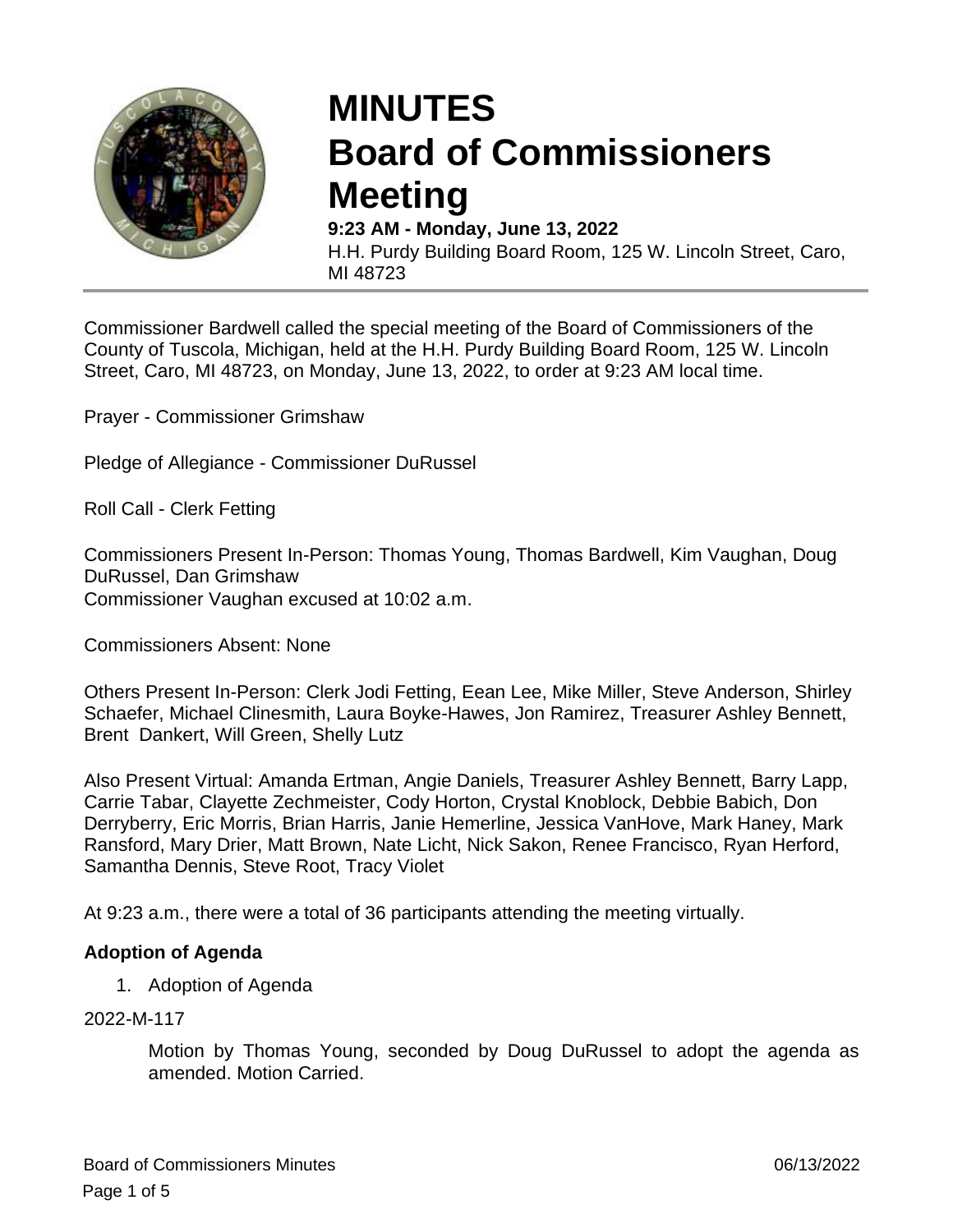# MINUTES
# Board of Commissioners Meeting

**9:23 AM - Monday, June 13, 2022**
H.H. Purdy Building Board Room, 125 W. Lincoln Street, Caro, MI 48723

Commissioner Bardwell called the special meeting of the Board of Commissioners of the County of Tuscola, Michigan, held at the H.H. Purdy Building Board Room, 125 W. Lincoln Street, Caro, MI 48723, on Monday, June 13, 2022, to order at 9:23 AM local time.

Prayer - Commissioner Grimshaw

Pledge of Allegiance - Commissioner DuRussel

Roll Call - Clerk Fetting

Commissioners Present In-Person: Thomas Young, Thomas Bardwell, Kim Vaughan, Doug DuRussel, Dan Grimshaw
Commissioner Vaughan excused at 10:02 a.m.

Commissioners Absent: None

Others Present In-Person: Clerk Jodi Fetting, Eean Lee, Mike Miller, Steve Anderson, Shirley Schaefer, Michael Clinesmith, Laura Boyke-Hawes, Jon Ramirez, Treasurer Ashley Bennett, Brent Dankert, Will Green, Shelly Lutz

Also Present Virtual: Amanda Ertman, Angie Daniels, Treasurer Ashley Bennett, Barry Lapp, Carrie Tabar, Clayette Zechmeister, Cody Horton, Crystal Knoblock, Debbie Babich, Don Derryberry, Eric Morris, Brian Harris, Janie Hemerline, Jessica VanHove, Mark Haney, Mark Ransford, Mary Drier, Matt Brown, Nate Licht, Nick Sakon, Renee Francisco, Ryan Herford, Samantha Dennis, Steve Root, Tracy Violet

At 9:23 a.m., there were a total of 36 participants attending the meeting virtually.

### Adoption of Agenda

1. Adoption of Agenda

2022-M-117

Motion by Thomas Young, seconded by Doug DuRussel to adopt the agenda as amended. Motion Carried.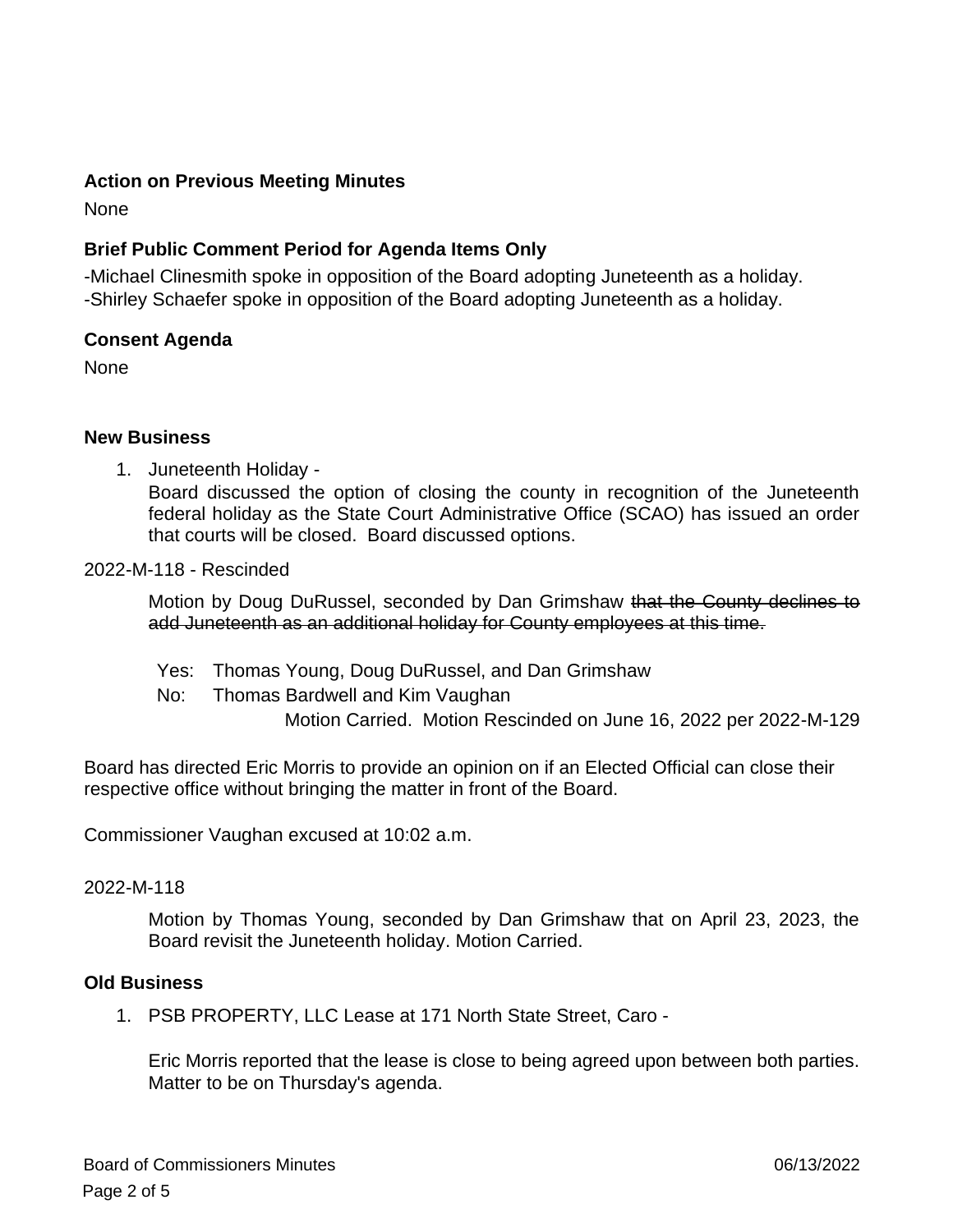**Action on Previous Meeting Minutes**

None

**Brief Public Comment Period for Agenda Items Only**

-Michael Clinesmith spoke in opposition of the Board adopting Juneteenth as a holiday.
-Shirley Schaefer spoke in opposition of the Board adopting Juneteenth as a holiday.

**Consent Agenda**

None

**New Business**

1. Juneteenth Holiday -

   Board discussed the option of closing the county in recognition of the Juneteenth federal holiday as the State Court Administrative Office (SCAO) has issued an order that courts will be closed. Board discussed options.

2022-M-118 - Rescinded

> Motion by Doug DuRussel, seconded by Dan Grimshaw ~~that the County declines to add Juneteenth as an additional holiday for County employees at this time.~~
>
> Yes: Thomas Young, Doug DuRussel, and Dan Grimshaw
> No: Thomas Bardwell and Kim Vaughan
> Motion Carried. Motion Rescinded on June 16, 2022 per 2022-M-129

Board has directed Eric Morris to provide an opinion on if an Elected Official can close their respective office without bringing the matter in front of the Board.

Commissioner Vaughan excused at 10:02 a.m.

2022-M-118

> Motion by Thomas Young, seconded by Dan Grimshaw that on April 23, 2023, the Board revisit the Juneteenth holiday. Motion Carried.

**Old Business**

1. PSB PROPERTY, LLC Lease at 171 North State Street, Caro -

   Eric Morris reported that the lease is close to being agreed upon between both parties. Matter to be on Thursday's agenda.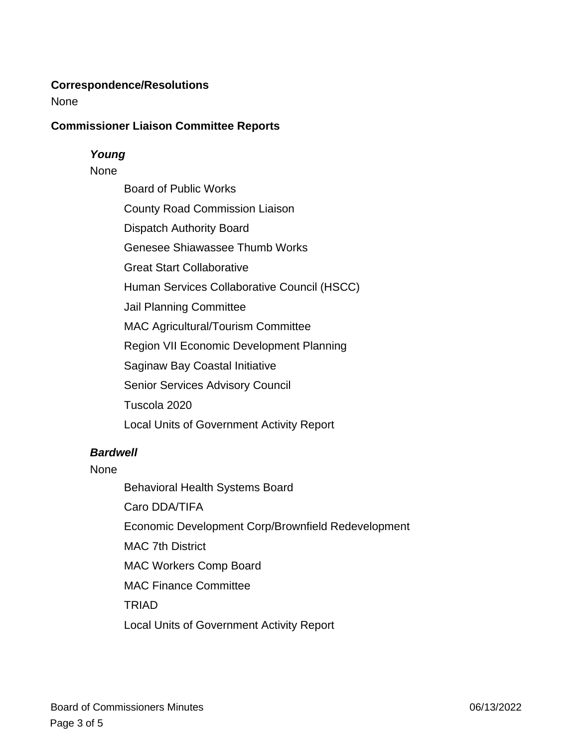**Correspondence/Resolutions**

None

**Commissioner Liaison Committee Reports**

***Young***

None

- Board of Public Works
- County Road Commission Liaison
- Dispatch Authority Board
- Genesee Shiawassee Thumb Works
- Great Start Collaborative
- Human Services Collaborative Council (HSCC)
- Jail Planning Committee
- MAC Agricultural/Tourism Committee
- Region VII Economic Development Planning
- Saginaw Bay Coastal Initiative
- Senior Services Advisory Council
- Tuscola 2020
- Local Units of Government Activity Report

***Bardwell***

None

- Behavioral Health Systems Board
- Caro DDA/TIFA
- Economic Development Corp/Brownfield Redevelopment
- MAC 7th District
- MAC Workers Comp Board
- MAC Finance Committee
- TRIAD
- Local Units of Government Activity Report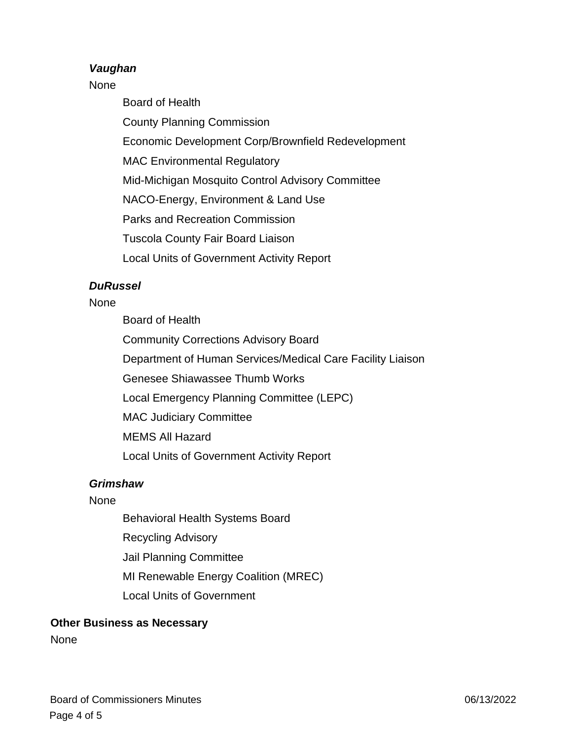***Vaughan***

None

Board of Health

County Planning Commission

Economic Development Corp/Brownfield Redevelopment

MAC Environmental Regulatory

Mid-Michigan Mosquito Control Advisory Committee

NACO-Energy, Environment & Land Use

Parks and Recreation Commission

Tuscola County Fair Board Liaison

Local Units of Government Activity Report

***DuRussel***

None

Board of Health

Community Corrections Advisory Board

Department of Human Services/Medical Care Facility Liaison

Genesee Shiawassee Thumb Works

Local Emergency Planning Committee (LEPC)

MAC Judiciary Committee

MEMS All Hazard

Local Units of Government Activity Report

***Grimshaw***

None

Behavioral Health Systems Board

Recycling Advisory

Jail Planning Committee

MI Renewable Energy Coalition (MREC)

Local Units of Government

**Other Business as Necessary**

None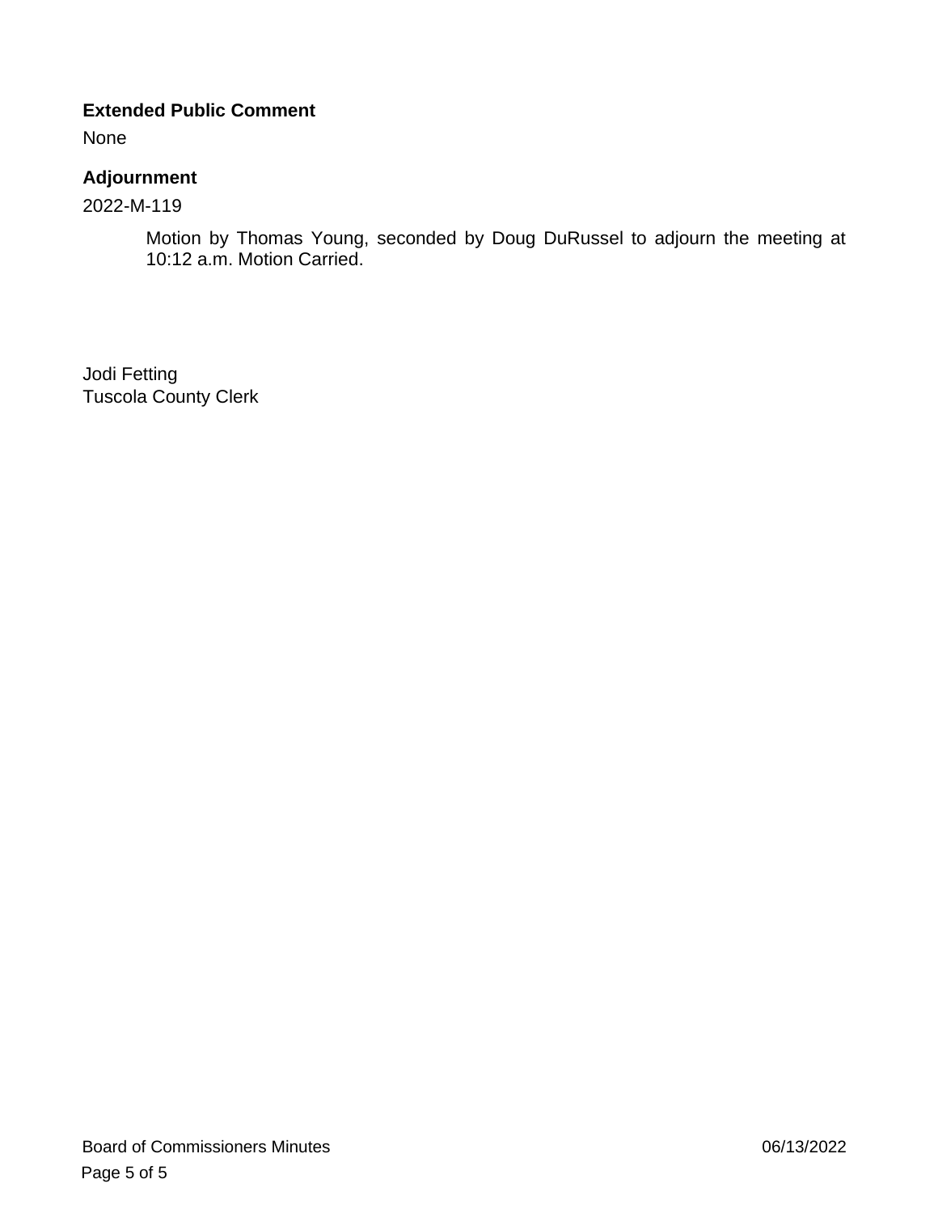### Extended Public Comment

None

### Adjournment

2022-M-119

Motion by Thomas Young, seconded by Doug DuRussel to adjourn the meeting at 10:12 a.m. Motion Carried.

Jodi Fetting
Tuscola County Clerk